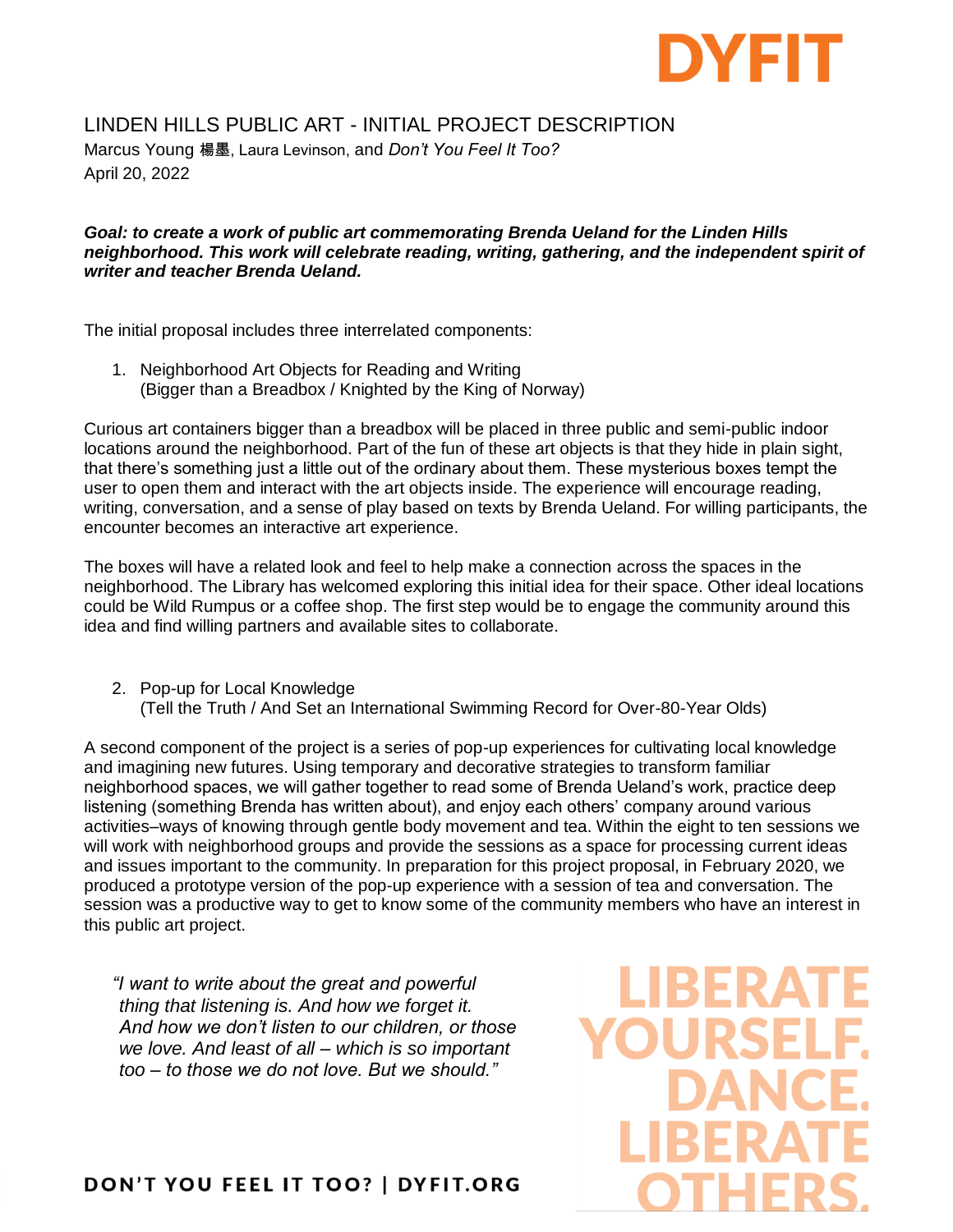DYFIT

# LINDEN HILLS PUBLIC ART - INITIAL PROJECT DESCRIPTION

Marcus Young 楊墨, Laura Levinson, and *Don't You Feel It Too?*
April 20, 2022

***Goal: to create a work of public art commemorating Brenda Ueland for the Linden Hills neighborhood. This work will celebrate reading, writing, gathering, and the independent spirit of writer and teacher Brenda Ueland.***

The initial proposal includes three interrelated components:

1. Neighborhood Art Objects for Reading and Writing
   (Bigger than a Breadbox / Knighted by the King of Norway)

Curious art containers bigger than a breadbox will be placed in three public and semi-public indoor locations around the neighborhood. Part of the fun of these art objects is that they hide in plain sight, that there's something just a little out of the ordinary about them. These mysterious boxes tempt the user to open them and interact with the art objects inside. The experience will encourage reading, writing, conversation, and a sense of play based on texts by Brenda Ueland. For willing participants, the encounter becomes an interactive art experience.

The boxes will have a related look and feel to help make a connection across the spaces in the neighborhood. The Library has welcomed exploring this initial idea for their space. Other ideal locations could be Wild Rumpus or a coffee shop. The first step would be to engage the community around this idea and find willing partners and available sites to collaborate.

2. Pop-up for Local Knowledge
   (Tell the Truth / And Set an International Swimming Record for Over-80-Year Olds)

A second component of the project is a series of pop-up experiences for cultivating local knowledge and imagining new futures. Using temporary and decorative strategies to transform familiar neighborhood spaces, we will gather together to read some of Brenda Ueland's work, practice deep listening (something Brenda has written about), and enjoy each others' company around various activities–ways of knowing through gentle body movement and tea. Within the eight to ten sessions we will work with neighborhood groups and provide the sessions as a space for processing current ideas and issues important to the community. In preparation for this project proposal, in February 2020, we produced a prototype version of the pop-up experience with a session of tea and conversation. The session was a productive way to get to know some of the community members who have an interest in this public art project.

> *"I want to write about the great and powerful thing that listening is. And how we forget it. And how we don't listen to our children, or those we love. And least of all – which is so important too – to those we do not love. But we should."*

LIBERATE YOURSELF. DANCE. LIBERATE OTHERS.

DON'T YOU FEEL IT TOO? | DYFIT.ORG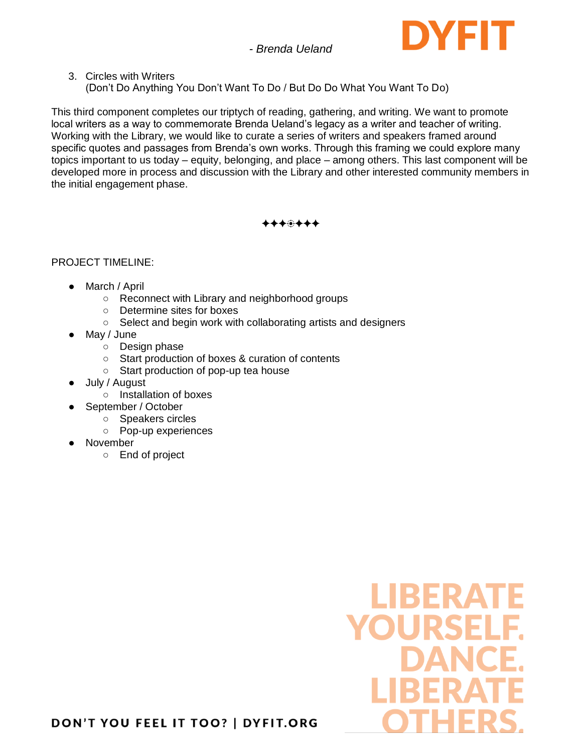*- Brenda Ueland*

3. Circles with Writers
   (Don't Do Anything You Don't Want To Do / But Do Do What You Want To Do)

This third component completes our triptych of reading, gathering, and writing. We want to promote local writers as a way to commemorate Brenda Ueland's legacy as a writer and teacher of writing. Working with the Library, we would like to curate a series of writers and speakers framed around specific quotes and passages from Brenda's own works. Through this framing we could explore many topics important to us today – equity, belonging, and place – among others. This last component will be developed more in process and discussion with the Library and other interested community members in the initial engagement phase.

✦✦✦☼✦✦✦

PROJECT TIMELINE:

- March / April
  - Reconnect with Library and neighborhood groups
  - Determine sites for boxes
  - Select and begin work with collaborating artists and designers
- May / June
  - Design phase
  - Start production of boxes & curation of contents
  - Start production of pop-up tea house
- July / August
  - Installation of boxes
- September / October
  - Speakers circles
  - Pop-up experiences
- November
  - End of project